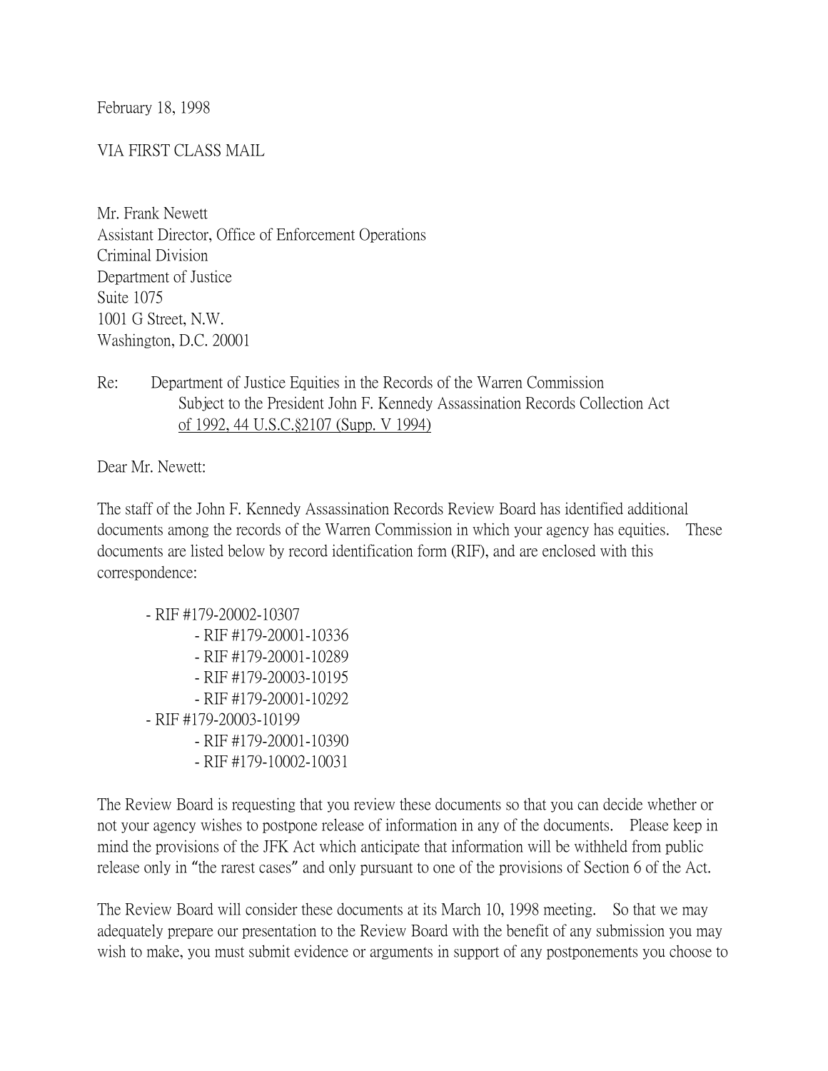February 18, 1998

VIA FIRST CLASS MAIL

Mr. Frank Newett
Assistant Director, Office of Enforcement Operations
Criminal Division
Department of Justice
Suite 1075
1001 G Street, N.W.
Washington, D.C. 20001

Re: Department of Justice Equities in the Records of the Warren Commission Subject to the President John F. Kennedy Assassination Records Collection Act of 1992, 44 U.S.C.§2107 (Supp. V 1994)

Dear Mr. Newett:

The staff of the John F. Kennedy Assassination Records Review Board has identified additional documents among the records of the Warren Commission in which your agency has equities. These documents are listed below by record identification form (RIF), and are enclosed with this correspondence:

- RIF #179-20002-10307
    - RIF #179-20001-10336
    - RIF #179-20001-10289
    - RIF #179-20003-10195
    - RIF #179-20001-10292
- RIF #179-20003-10199
    - RIF #179-20001-10390
    - RIF #179-10002-10031

The Review Board is requesting that you review these documents so that you can decide whether or not your agency wishes to postpone release of information in any of the documents. Please keep in mind the provisions of the JFK Act which anticipate that information will be withheld from public release only in "the rarest cases" and only pursuant to one of the provisions of Section 6 of the Act.

The Review Board will consider these documents at its March 10, 1998 meeting. So that we may adequately prepare our presentation to the Review Board with the benefit of any submission you may wish to make, you must submit evidence or arguments in support of any postponements you choose to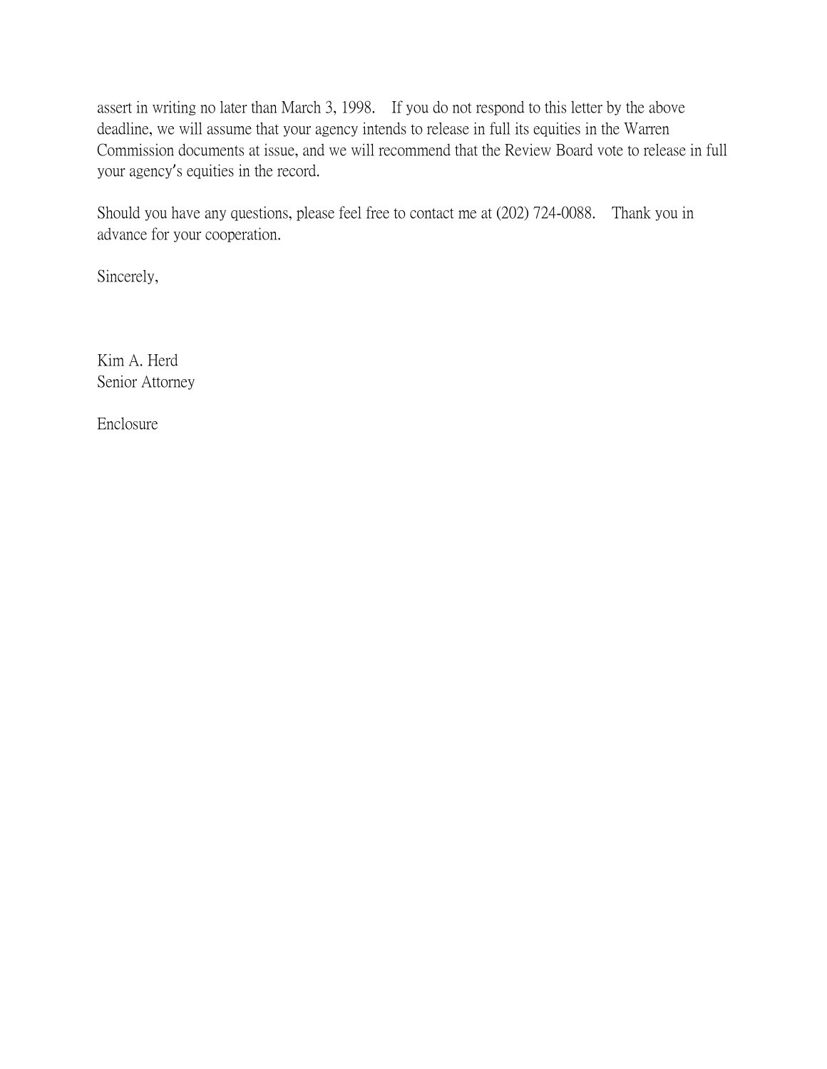assert in writing no later than March 3, 1998. If you do not respond to this letter by the above deadline, we will assume that your agency intends to release in full its equities in the Warren Commission documents at issue, and we will recommend that the Review Board vote to release in full your agency's equities in the record.

Should you have any questions, please feel free to contact me at (202) 724-0088. Thank you in advance for your cooperation.

Sincerely,

Kim A. Herd
Senior Attorney

Enclosure